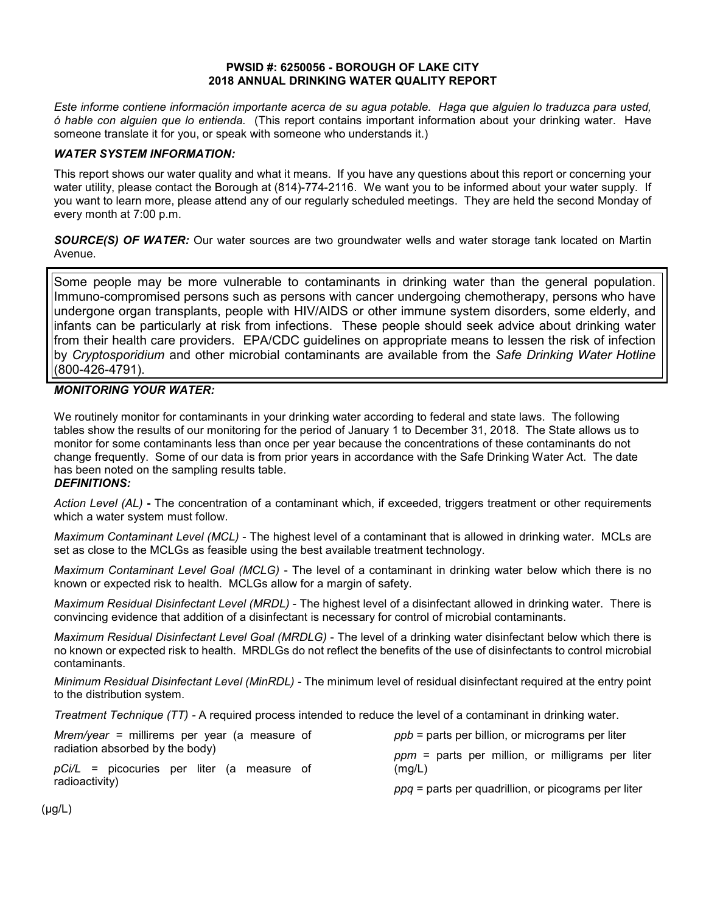**PWSID #: 6250056 - BOROUGH OF LAKE CITY**
**2018 ANNUAL DRINKING WATER QUALITY REPORT**

*Este informe contiene información importante acerca de su agua potable. Haga que alguien lo traduzca para usted, ó hable con alguien que lo entienda.* (This report contains important information about your drinking water. Have someone translate it for you, or speak with someone who understands it.)

***WATER SYSTEM INFORMATION:***

This report shows our water quality and what it means. If you have any questions about this report or concerning your water utility, please contact the Borough at (814)-774-2116. We want you to be informed about your water supply. If you want to learn more, please attend any of our regularly scheduled meetings. They are held the second Monday of every month at 7:00 p.m.

***SOURCE(S) OF WATER:*** Our water sources are two groundwater wells and water storage tank located on Martin Avenue.

Some people may be more vulnerable to contaminants in drinking water than the general population. Immuno-compromised persons such as persons with cancer undergoing chemotherapy, persons who have undergone organ transplants, people with HIV/AIDS or other immune system disorders, some elderly, and infants can be particularly at risk from infections. These people should seek advice about drinking water from their health care providers. EPA/CDC guidelines on appropriate means to lessen the risk of infection by *Cryptosporidium* and other microbial contaminants are available from the *Safe Drinking Water Hotline* (800-426-4791).

***MONITORING YOUR WATER:***

We routinely monitor for contaminants in your drinking water according to federal and state laws. The following tables show the results of our monitoring for the period of January 1 to December 31, 2018. The State allows us to monitor for some contaminants less than once per year because the concentrations of these contaminants do not change frequently. Some of our data is from prior years in accordance with the Safe Drinking Water Act. The date has been noted on the sampling results table.

***DEFINITIONS:***

*Action Level (AL)* **-** The concentration of a contaminant which, if exceeded, triggers treatment or other requirements which a water system must follow.

*Maximum Contaminant Level (MCL)* - The highest level of a contaminant that is allowed in drinking water. MCLs are set as close to the MCLGs as feasible using the best available treatment technology.

*Maximum Contaminant Level Goal (MCLG)* - The level of a contaminant in drinking water below which there is no known or expected risk to health. MCLGs allow for a margin of safety.

*Maximum Residual Disinfectant Level (MRDL)* - The highest level of a disinfectant allowed in drinking water. There is convincing evidence that addition of a disinfectant is necessary for control of microbial contaminants.

*Maximum Residual Disinfectant Level Goal (MRDLG)* - The level of a drinking water disinfectant below which there is no known or expected risk to health. MRDLGs do not reflect the benefits of the use of disinfectants to control microbial contaminants.

*Minimum Residual Disinfectant Level (MinRDL)* - The minimum level of residual disinfectant required at the entry point to the distribution system.

*Treatment Technique (TT)* - A required process intended to reduce the level of a contaminant in drinking water.

*Mrem/year* = millirems per year (a measure of radiation absorbed by the body)

*pCi/L* = picocuries per liter (a measure of radioactivity)

*ppb* = parts per billion, or micrograms per liter (µg/L)

*ppm* = parts per million, or milligrams per liter (mg/L)

*ppq* = parts per quadrillion, or picograms per liter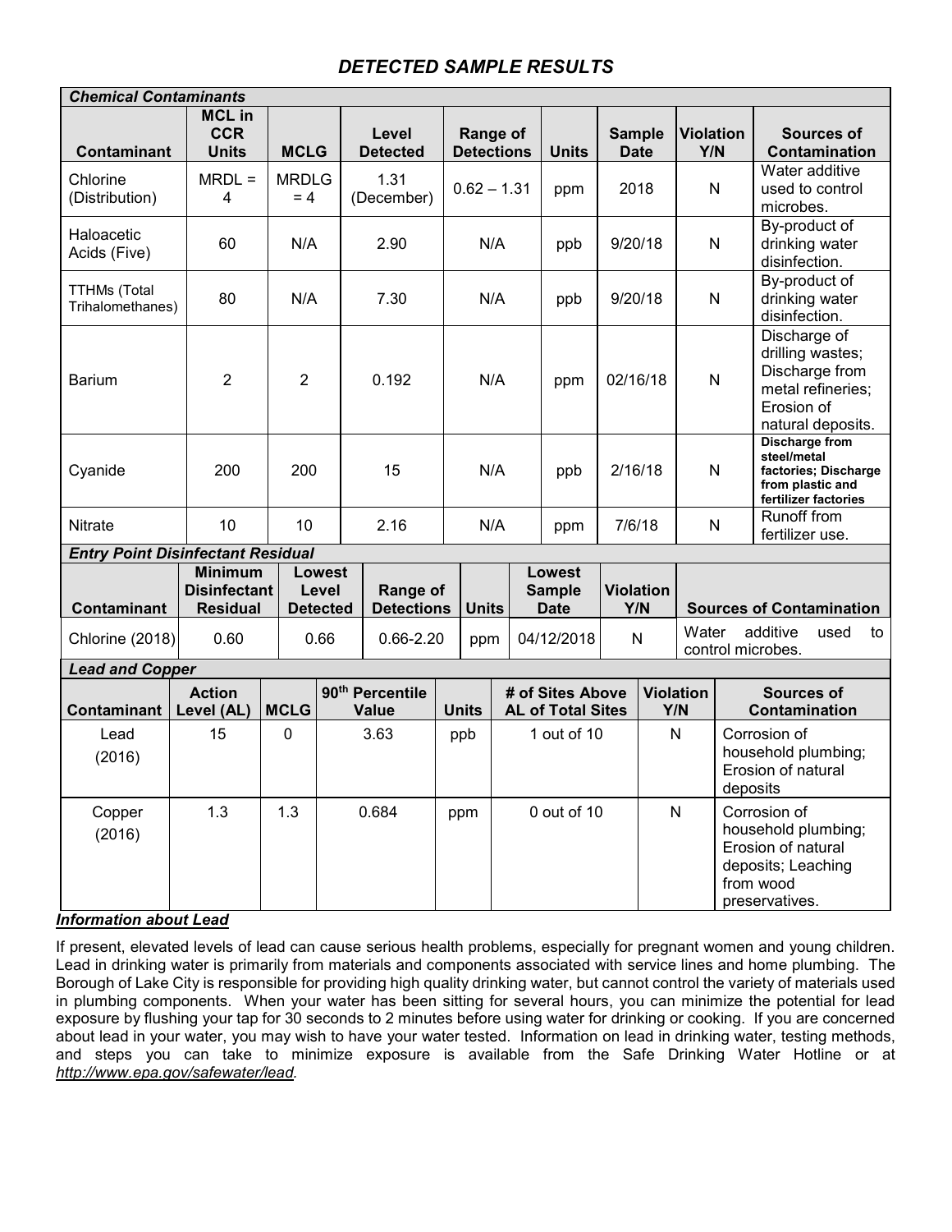## *DETECTED SAMPLE RESULTS*

| ***Chemical Contaminants*** | | | | | | | | | |
|---|---|---|---|---|---|---|---|---|---|
| **Contaminant** | **MCL in CCR Units** | **MCLG** | **Level Detected** | **Range of Detections** | **Units** | **Sample Date** | **Violation Y/N** | **Sources of Contamination** |
| Chlorine (Distribution) | MRDL = 4 | MRDLG = 4 | 1.31 (December) | 0.62 – 1.31 | ppm | 2018 | N | Water additive used to control microbes. |
| Haloacetic Acids (Five) | 60 | N/A | 2.90 | N/A | ppb | 9/20/18 | N | By-product of drinking water disinfection. |
| TTHMs (Total Trihalomethanes) | 80 | N/A | 7.30 | N/A | ppb | 9/20/18 | N | By-product of drinking water disinfection. |
| Barium | 2 | 2 | 0.192 | N/A | ppm | 02/16/18 | N | Discharge of drilling wastes; Discharge from metal refineries; Erosion of natural deposits. |
| Cyanide | 200 | 200 | 15 | N/A | ppb | 2/16/18 | N | **Discharge from steel/metal factories; Discharge from plastic and fertilizer factories** |
| Nitrate | 10 | 10 | 2.16 | N/A | ppm | 7/6/18 | N | Runoff from fertilizer use. |

| ***Entry Point Disinfectant Residual*** | | | | | | | |
|---|---|---|---|---|---|---|---|
| **Contaminant** | **Minimum Disinfectant Residual** | **Lowest Level Detected** | **Range of Detections** | **Units** | **Lowest Sample Date** | **Violation Y/N** | **Sources of Contamination** |
| Chlorine (2018) | 0.60 | 0.66 | 0.66-2.20 | ppm | 04/12/2018 | N | Water additive used to control microbes. |

| ***Lead and Copper*** | | | | | | | |
|---|---|---|---|---|---|---|---|
| **Contaminant** | **Action Level (AL)** | **MCLG** | **90th Percentile Value** | **Units** | **# of Sites Above AL of Total Sites** | **Violation Y/N** | **Sources of Contamination** |
| Lead (2016) | 15 | 0 | 3.63 | ppb | 1 out of 10 | N | Corrosion of household plumbing; Erosion of natural deposits |
| Copper (2016) | 1.3 | 1.3 | 0.684 | ppm | 0 out of 10 | N | Corrosion of household plumbing; Erosion of natural deposits; Leaching from wood preservatives. |

***Information about Lead***

If present, elevated levels of lead can cause serious health problems, especially for pregnant women and young children. Lead in drinking water is primarily from materials and components associated with service lines and home plumbing. The Borough of Lake City is responsible for providing high quality drinking water, but cannot control the variety of materials used in plumbing components. When your water has been sitting for several hours, you can minimize the potential for lead exposure by flushing your tap for 30 seconds to 2 minutes before using water for drinking or cooking. If you are concerned about lead in your water, you may wish to have your water tested. Information on lead in drinking water, testing methods, and steps you can take to minimize exposure is available from the Safe Drinking Water Hotline or at *http://www.epa.gov/safewater/lead.*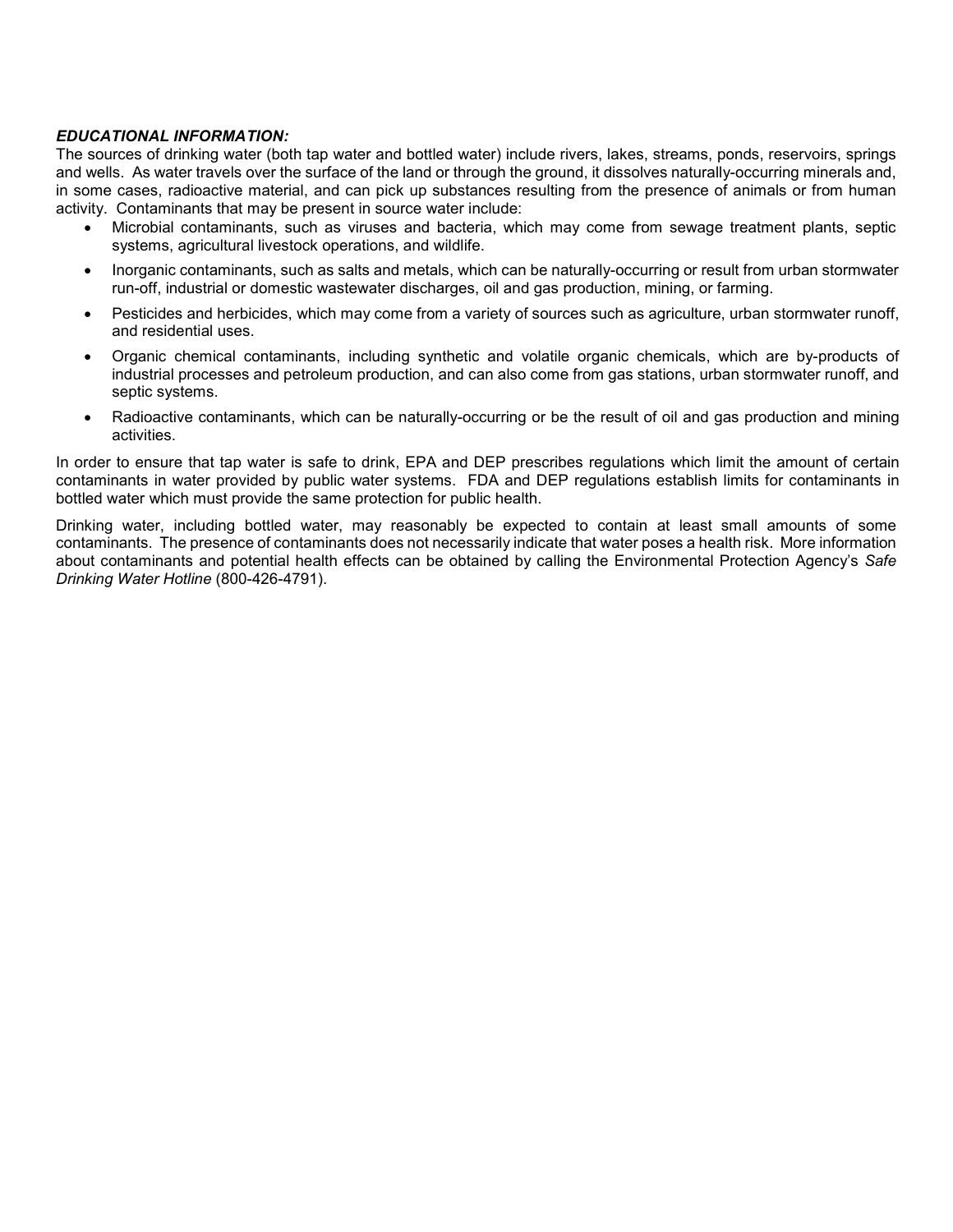***EDUCATIONAL INFORMATION:***

The sources of drinking water (both tap water and bottled water) include rivers, lakes, streams, ponds, reservoirs, springs and wells. As water travels over the surface of the land or through the ground, it dissolves naturally-occurring minerals and, in some cases, radioactive material, and can pick up substances resulting from the presence of animals or from human activity. Contaminants that may be present in source water include:

- Microbial contaminants, such as viruses and bacteria, which may come from sewage treatment plants, septic systems, agricultural livestock operations, and wildlife.
- Inorganic contaminants, such as salts and metals, which can be naturally-occurring or result from urban stormwater run-off, industrial or domestic wastewater discharges, oil and gas production, mining, or farming.
- Pesticides and herbicides, which may come from a variety of sources such as agriculture, urban stormwater runoff, and residential uses.
- Organic chemical contaminants, including synthetic and volatile organic chemicals, which are by-products of industrial processes and petroleum production, and can also come from gas stations, urban stormwater runoff, and septic systems.
- Radioactive contaminants, which can be naturally-occurring or be the result of oil and gas production and mining activities.

In order to ensure that tap water is safe to drink, EPA and DEP prescribes regulations which limit the amount of certain contaminants in water provided by public water systems. FDA and DEP regulations establish limits for contaminants in bottled water which must provide the same protection for public health.

Drinking water, including bottled water, may reasonably be expected to contain at least small amounts of some contaminants. The presence of contaminants does not necessarily indicate that water poses a health risk. More information about contaminants and potential health effects can be obtained by calling the Environmental Protection Agency's *Safe Drinking Water Hotline* (800-426-4791).